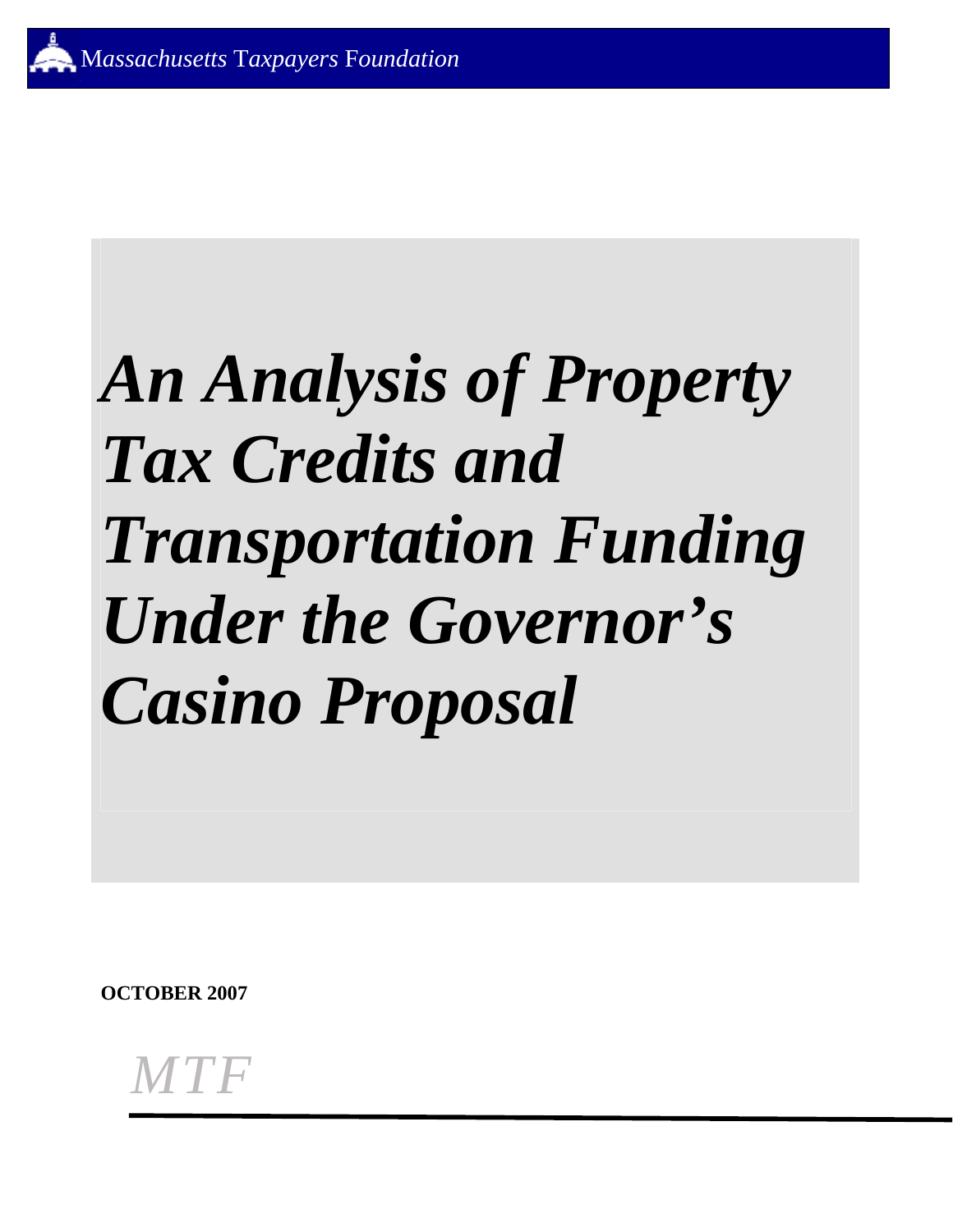*Massachusetts Taxpayers Foundation*

# *An Analysis of Property Tax Credits and Transportation Funding Under the Governor's Casino Proposal*

**OCTOBER 2007**

*MTF*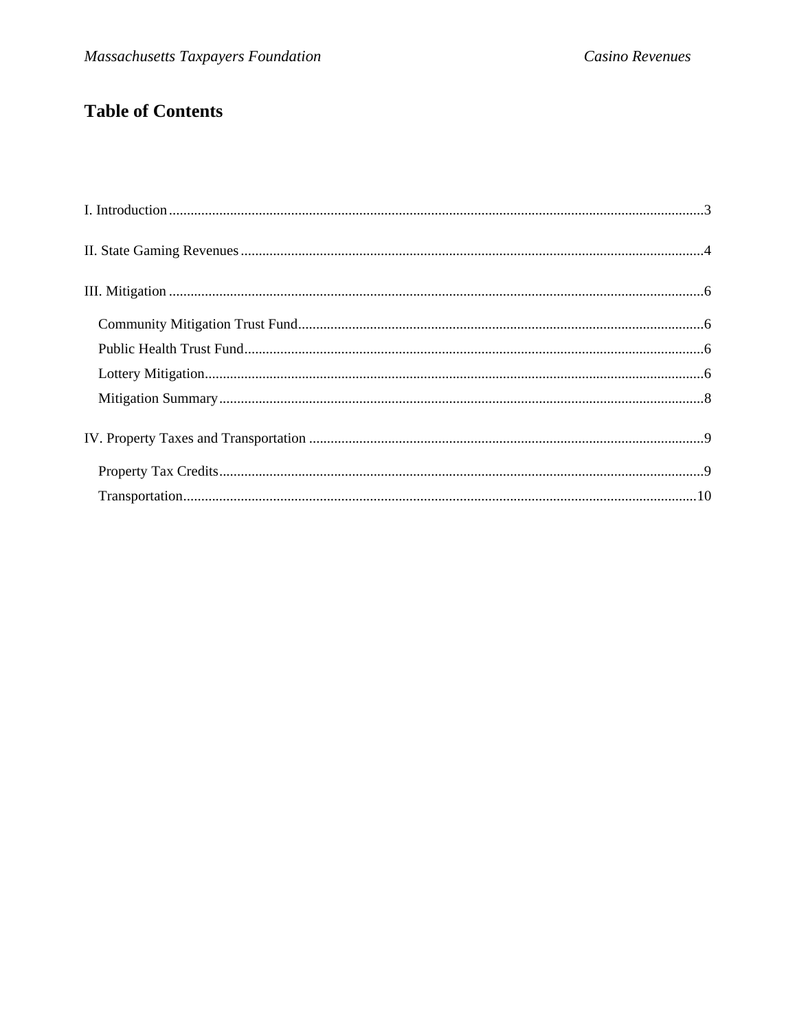# Table of Contents

I. Introduction....................................................................................................................................3

II. State Gaming Revenues................................................................................................................4

III. Mitigation....................................................................................................................................6

- Community Mitigation Trust Fund.................................................................................................6
- Public Health Trust Fund................................................................................................................6
- Lottery Mitigation...........................................................................................................................6
- Mitigation Summary.......................................................................................................................8

IV. Property Taxes and Transportation..............................................................................................9

- Property Tax Credits.......................................................................................................................9
- Transportation...............................................................................................................................10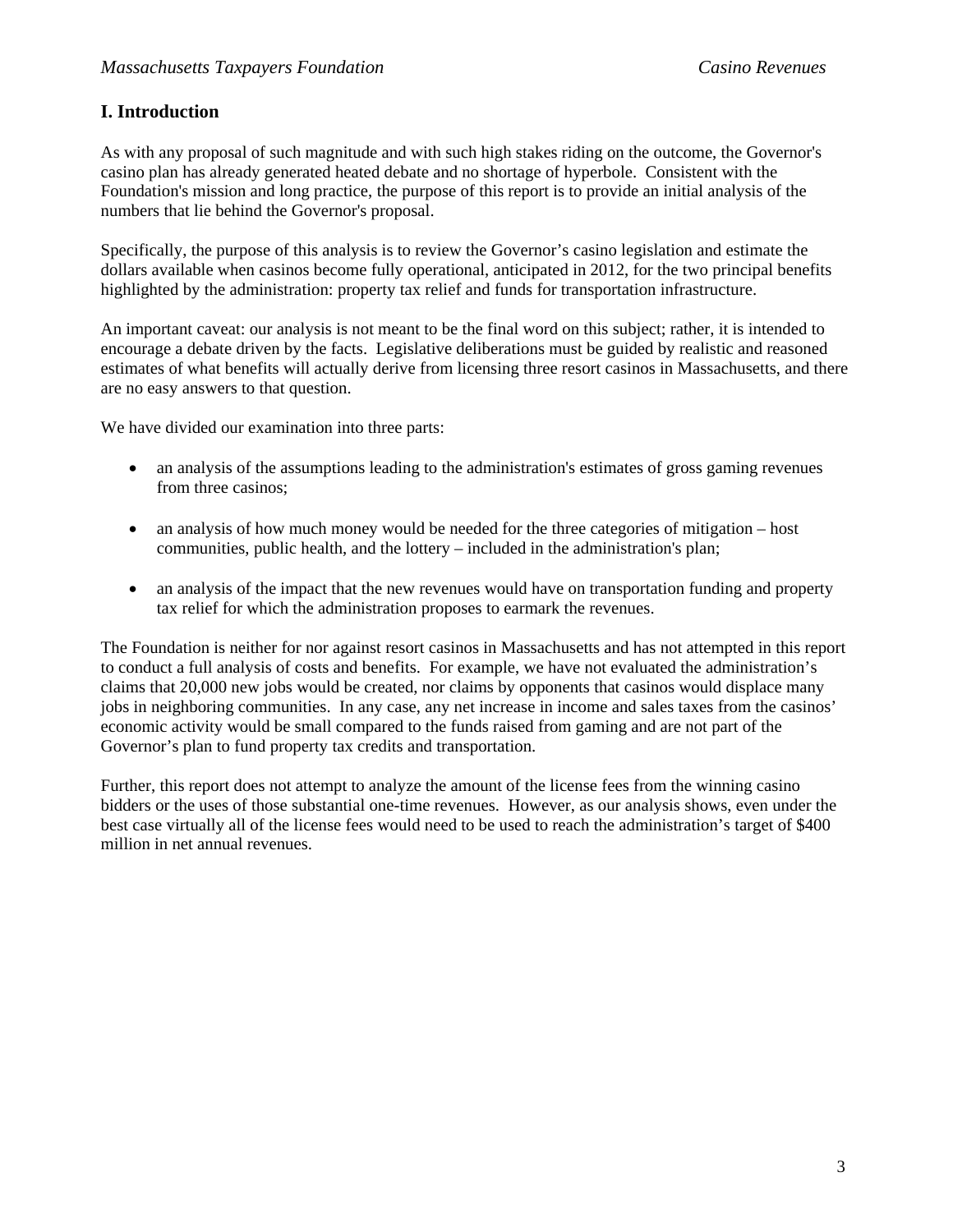## I. Introduction

As with any proposal of such magnitude and with such high stakes riding on the outcome, the Governor's casino plan has already generated heated debate and no shortage of hyperbole. Consistent with the Foundation's mission and long practice, the purpose of this report is to provide an initial analysis of the numbers that lie behind the Governor's proposal.

Specifically, the purpose of this analysis is to review the Governor's casino legislation and estimate the dollars available when casinos become fully operational, anticipated in 2012, for the two principal benefits highlighted by the administration: property tax relief and funds for transportation infrastructure.

An important caveat: our analysis is not meant to be the final word on this subject; rather, it is intended to encourage a debate driven by the facts. Legislative deliberations must be guided by realistic and reasoned estimates of what benefits will actually derive from licensing three resort casinos in Massachusetts, and there are no easy answers to that question.

We have divided our examination into three parts:

- an analysis of the assumptions leading to the administration's estimates of gross gaming revenues from three casinos;
- an analysis of how much money would be needed for the three categories of mitigation – host communities, public health, and the lottery – included in the administration's plan;
- an analysis of the impact that the new revenues would have on transportation funding and property tax relief for which the administration proposes to earmark the revenues.

The Foundation is neither for nor against resort casinos in Massachusetts and has not attempted in this report to conduct a full analysis of costs and benefits. For example, we have not evaluated the administration's claims that 20,000 new jobs would be created, nor claims by opponents that casinos would displace many jobs in neighboring communities. In any case, any net increase in income and sales taxes from the casinos' economic activity would be small compared to the funds raised from gaming and are not part of the Governor's plan to fund property tax credits and transportation.

Further, this report does not attempt to analyze the amount of the license fees from the winning casino bidders or the uses of those substantial one-time revenues. However, as our analysis shows, even under the best case virtually all of the license fees would need to be used to reach the administration's target of $400 million in net annual revenues.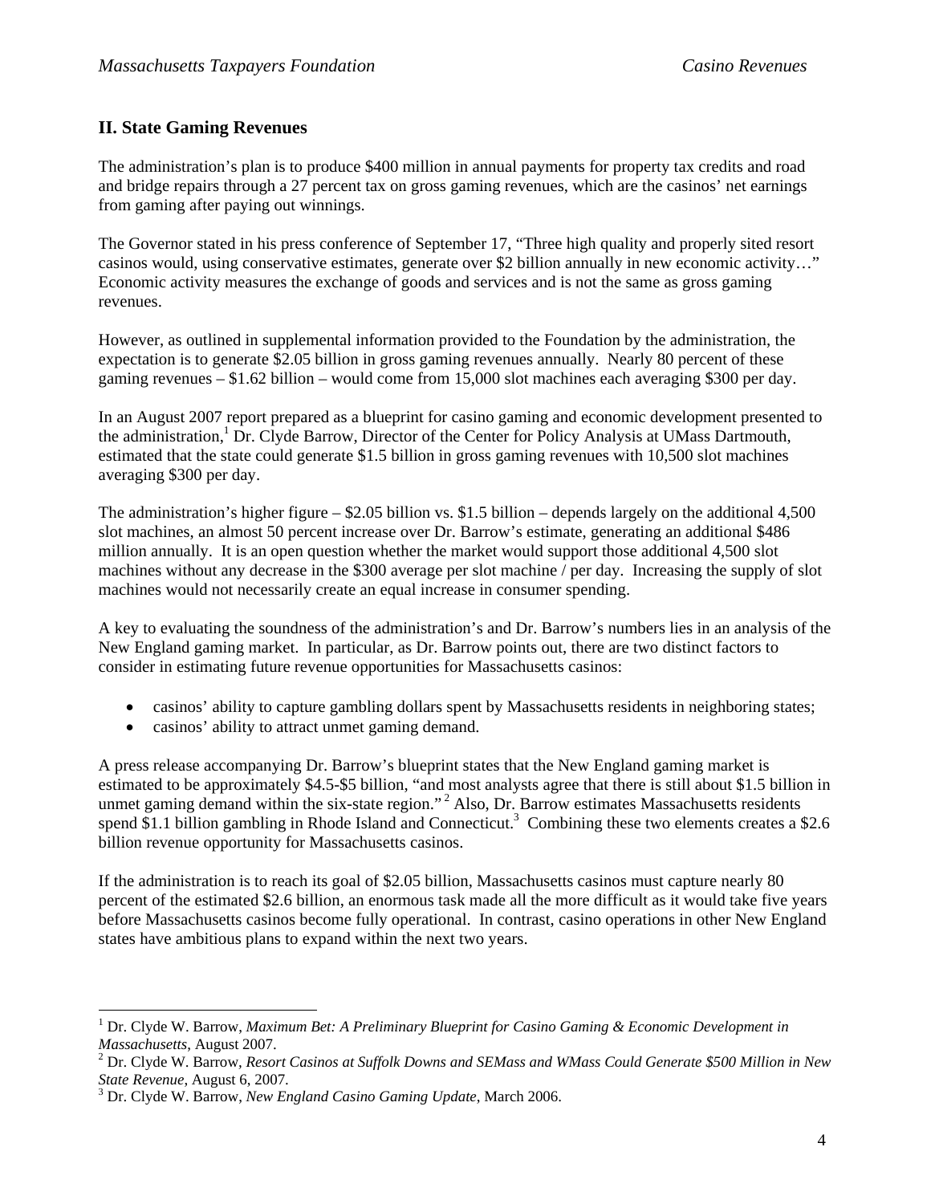## II. State Gaming Revenues

The administration's plan is to produce $400 million in annual payments for property tax credits and road and bridge repairs through a 27 percent tax on gross gaming revenues, which are the casinos' net earnings from gaming after paying out winnings.

The Governor stated in his press conference of September 17, "Three high quality and properly sited resort casinos would, using conservative estimates, generate over $2 billion annually in new economic activity…" Economic activity measures the exchange of goods and services and is not the same as gross gaming revenues.

However, as outlined in supplemental information provided to the Foundation by the administration, the expectation is to generate $2.05 billion in gross gaming revenues annually. Nearly 80 percent of these gaming revenues – $1.62 billion – would come from 15,000 slot machines each averaging $300 per day.

In an August 2007 report prepared as a blueprint for casino gaming and economic development presented to the administration,[1] Dr. Clyde Barrow, Director of the Center for Policy Analysis at UMass Dartmouth, estimated that the state could generate $1.5 billion in gross gaming revenues with 10,500 slot machines averaging $300 per day.

The administration's higher figure – $2.05 billion vs. $1.5 billion – depends largely on the additional 4,500 slot machines, an almost 50 percent increase over Dr. Barrow's estimate, generating an additional $486 million annually. It is an open question whether the market would support those additional 4,500 slot machines without any decrease in the $300 average per slot machine / per day. Increasing the supply of slot machines would not necessarily create an equal increase in consumer spending.

A key to evaluating the soundness of the administration's and Dr. Barrow's numbers lies in an analysis of the New England gaming market. In particular, as Dr. Barrow points out, there are two distinct factors to consider in estimating future revenue opportunities for Massachusetts casinos:

- casinos' ability to capture gambling dollars spent by Massachusetts residents in neighboring states;
- casinos' ability to attract unmet gaming demand.

A press release accompanying Dr. Barrow's blueprint states that the New England gaming market is estimated to be approximately $4.5-$5 billion, "and most analysts agree that there is still about $1.5 billion in unmet gaming demand within the six-state region."[2] Also, Dr. Barrow estimates Massachusetts residents spend $1.1 billion gambling in Rhode Island and Connecticut.[3] Combining these two elements creates a $2.6 billion revenue opportunity for Massachusetts casinos.

If the administration is to reach its goal of $2.05 billion, Massachusetts casinos must capture nearly 80 percent of the estimated $2.6 billion, an enormous task made all the more difficult as it would take five years before Massachusetts casinos become fully operational. In contrast, casino operations in other New England states have ambitious plans to expand within the next two years.

---

[1] Dr. Clyde W. Barrow, *Maximum Bet: A Preliminary Blueprint for Casino Gaming & Economic Development in Massachusetts*, August 2007.

[2] Dr. Clyde W. Barrow, *Resort Casinos at Suffolk Downs and SEMass and WMass Could Generate $500 Million in New State Revenue*, August 6, 2007.

[3] Dr. Clyde W. Barrow, *New England Casino Gaming Update*, March 2006.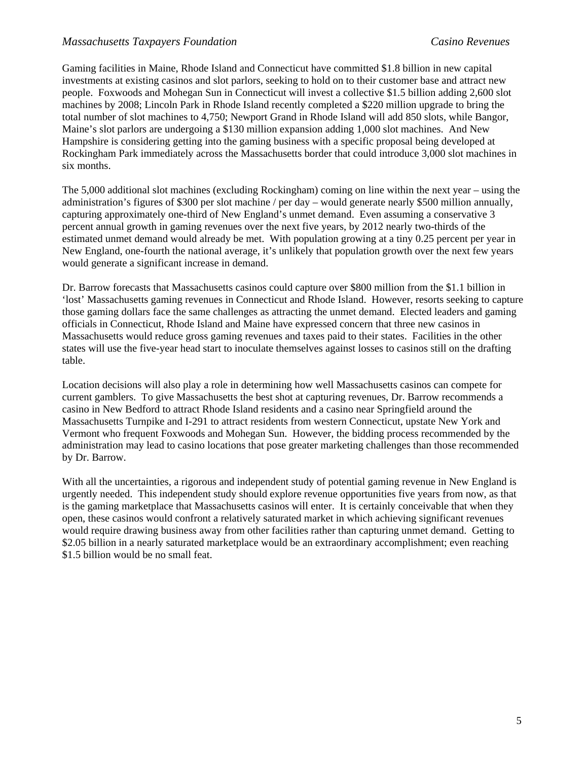Gaming facilities in Maine, Rhode Island and Connecticut have committed $1.8 billion in new capital investments at existing casinos and slot parlors, seeking to hold on to their customer base and attract new people. Foxwoods and Mohegan Sun in Connecticut will invest a collective $1.5 billion adding 2,600 slot machines by 2008; Lincoln Park in Rhode Island recently completed a $220 million upgrade to bring the total number of slot machines to 4,750; Newport Grand in Rhode Island will add 850 slots, while Bangor, Maine's slot parlors are undergoing a $130 million expansion adding 1,000 slot machines. And New Hampshire is considering getting into the gaming business with a specific proposal being developed at Rockingham Park immediately across the Massachusetts border that could introduce 3,000 slot machines in six months.

The 5,000 additional slot machines (excluding Rockingham) coming on line within the next year – using the administration's figures of $300 per slot machine / per day – would generate nearly $500 million annually, capturing approximately one-third of New England's unmet demand. Even assuming a conservative 3 percent annual growth in gaming revenues over the next five years, by 2012 nearly two-thirds of the estimated unmet demand would already be met. With population growing at a tiny 0.25 percent per year in New England, one-fourth the national average, it's unlikely that population growth over the next few years would generate a significant increase in demand.

Dr. Barrow forecasts that Massachusetts casinos could capture over $800 million from the $1.1 billion in 'lost' Massachusetts gaming revenues in Connecticut and Rhode Island. However, resorts seeking to capture those gaming dollars face the same challenges as attracting the unmet demand. Elected leaders and gaming officials in Connecticut, Rhode Island and Maine have expressed concern that three new casinos in Massachusetts would reduce gross gaming revenues and taxes paid to their states. Facilities in the other states will use the five-year head start to inoculate themselves against losses to casinos still on the drafting table.

Location decisions will also play a role in determining how well Massachusetts casinos can compete for current gamblers. To give Massachusetts the best shot at capturing revenues, Dr. Barrow recommends a casino in New Bedford to attract Rhode Island residents and a casino near Springfield around the Massachusetts Turnpike and I-291 to attract residents from western Connecticut, upstate New York and Vermont who frequent Foxwoods and Mohegan Sun. However, the bidding process recommended by the administration may lead to casino locations that pose greater marketing challenges than those recommended by Dr. Barrow.

With all the uncertainties, a rigorous and independent study of potential gaming revenue in New England is urgently needed. This independent study should explore revenue opportunities five years from now, as that is the gaming marketplace that Massachusetts casinos will enter. It is certainly conceivable that when they open, these casinos would confront a relatively saturated market in which achieving significant revenues would require drawing business away from other facilities rather than capturing unmet demand. Getting to $2.05 billion in a nearly saturated marketplace would be an extraordinary accomplishment; even reaching $1.5 billion would be no small feat.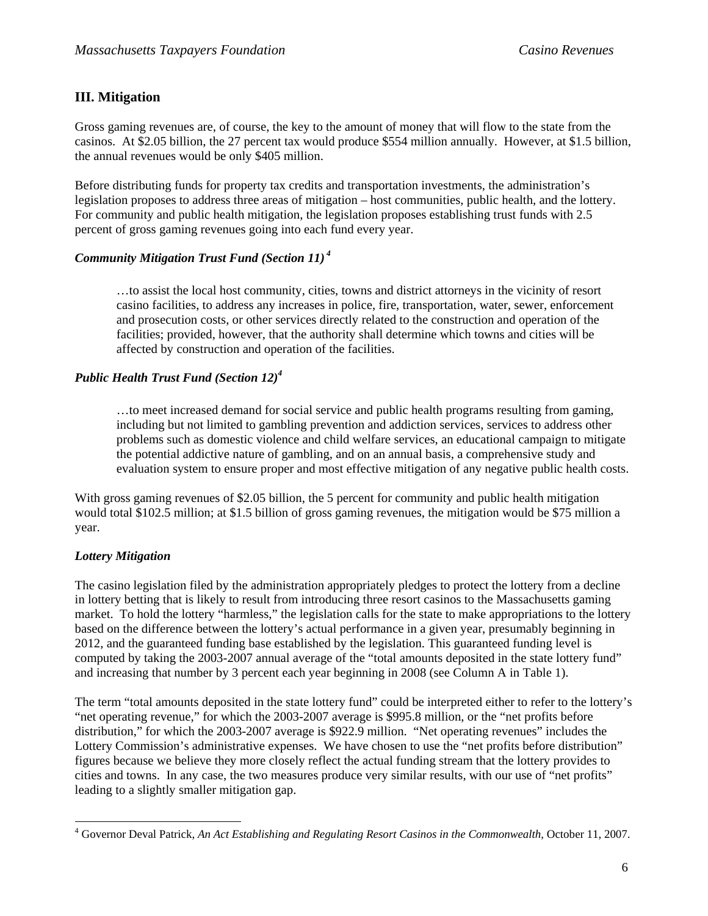## III. Mitigation

Gross gaming revenues are, of course, the key to the amount of money that will flow to the state from the casinos. At $2.05 billion, the 27 percent tax would produce $554 million annually. However, at $1.5 billion, the annual revenues would be only $405 million.

Before distributing funds for property tax credits and transportation investments, the administration's legislation proposes to address three areas of mitigation – host communities, public health, and the lottery. For community and public health mitigation, the legislation proposes establishing trust funds with 2.5 percent of gross gaming revenues going into each fund every year.

### *Community Mitigation Trust Fund (Section 11)*[4]

> …to assist the local host community, cities, towns and district attorneys in the vicinity of resort casino facilities, to address any increases in police, fire, transportation, water, sewer, enforcement and prosecution costs, or other services directly related to the construction and operation of the facilities; provided, however, that the authority shall determine which towns and cities will be affected by construction and operation of the facilities.

### *Public Health Trust Fund (Section 12)*[4]

> …to meet increased demand for social service and public health programs resulting from gaming, including but not limited to gambling prevention and addiction services, services to address other problems such as domestic violence and child welfare services, an educational campaign to mitigate the potential addictive nature of gambling, and on an annual basis, a comprehensive study and evaluation system to ensure proper and most effective mitigation of any negative public health costs.

With gross gaming revenues of $2.05 billion, the 5 percent for community and public health mitigation would total $102.5 million; at $1.5 billion of gross gaming revenues, the mitigation would be $75 million a year.

### *Lottery Mitigation*

The casino legislation filed by the administration appropriately pledges to protect the lottery from a decline in lottery betting that is likely to result from introducing three resort casinos to the Massachusetts gaming market. To hold the lottery "harmless," the legislation calls for the state to make appropriations to the lottery based on the difference between the lottery's actual performance in a given year, presumably beginning in 2012, and the guaranteed funding base established by the legislation. This guaranteed funding level is computed by taking the 2003-2007 annual average of the "total amounts deposited in the state lottery fund" and increasing that number by 3 percent each year beginning in 2008 (see Column A in Table 1).

The term "total amounts deposited in the state lottery fund" could be interpreted either to refer to the lottery's "net operating revenue," for which the 2003-2007 average is $995.8 million, or the "net profits before distribution," for which the 2003-2007 average is $922.9 million. "Net operating revenues" includes the Lottery Commission's administrative expenses. We have chosen to use the "net profits before distribution" figures because we believe they more closely reflect the actual funding stream that the lottery provides to cities and towns. In any case, the two measures produce very similar results, with our use of "net profits" leading to a slightly smaller mitigation gap.

---

[4] Governor Deval Patrick, *An Act Establishing and Regulating Resort Casinos in the Commonwealth*, October 11, 2007.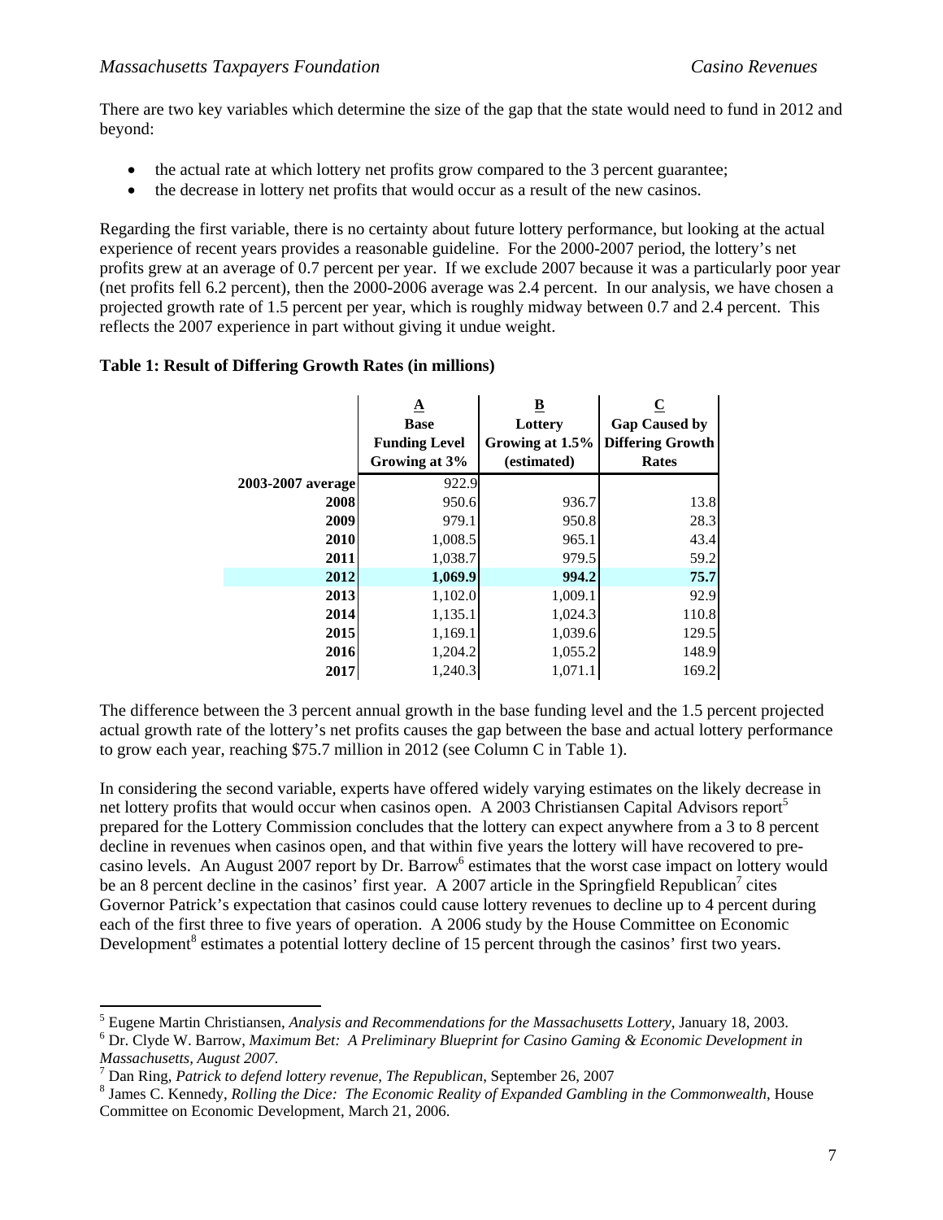There are two key variables which determine the size of the gap that the state would need to fund in 2012 and beyond:

- the actual rate at which lottery net profits grow compared to the 3 percent guarantee;
- the decrease in lottery net profits that would occur as a result of the new casinos.

Regarding the first variable, there is no certainty about future lottery performance, but looking at the actual experience of recent years provides a reasonable guideline. For the 2000-2007 period, the lottery's net profits grew at an average of 0.7 percent per year. If we exclude 2007 because it was a particularly poor year (net profits fell 6.2 percent), then the 2000-2006 average was 2.4 percent. In our analysis, we have chosen a projected growth rate of 1.5 percent per year, which is roughly midway between 0.7 and 2.4 percent. This reflects the 2007 experience in part without giving it undue weight.

**Table 1: Result of Differing Growth Rates (in millions)**

| | A<br>Base Funding Level Growing at 3% | B<br>Lottery Growing at 1.5% (estimated) | C<br>Gap Caused by Differing Growth Rates |
|---|---|---|---|
| **2003-2007 average** | 922.9 | | |
| **2008** | 950.6 | 936.7 | 13.8 |
| **2009** | 979.1 | 950.8 | 28.3 |
| **2010** | 1,008.5 | 965.1 | 43.4 |
| **2011** | 1,038.7 | 979.5 | 59.2 |
| **2012** | **1,069.9** | **994.2** | **75.7** |
| **2013** | 1,102.0 | 1,009.1 | 92.9 |
| **2014** | 1,135.1 | 1,024.3 | 110.8 |
| **2015** | 1,169.1 | 1,039.6 | 129.5 |
| **2016** | 1,204.2 | 1,055.2 | 148.9 |
| **2017** | 1,240.3 | 1,071.1 | 169.2 |

The difference between the 3 percent annual growth in the base funding level and the 1.5 percent projected actual growth rate of the lottery's net profits causes the gap between the base and actual lottery performance to grow each year, reaching $75.7 million in 2012 (see Column C in Table 1).

In considering the second variable, experts have offered widely varying estimates on the likely decrease in net lottery profits that would occur when casinos open. A 2003 Christiansen Capital Advisors report[5] prepared for the Lottery Commission concludes that the lottery can expect anywhere from a 3 to 8 percent decline in revenues when casinos open, and that within five years the lottery will have recovered to pre-casino levels. An August 2007 report by Dr. Barrow[6] estimates that the worst case impact on lottery would be an 8 percent decline in the casinos' first year. A 2007 article in the Springfield Republican[7] cites Governor Patrick's expectation that casinos could cause lottery revenues to decline up to 4 percent during each of the first three to five years of operation. A 2006 study by the House Committee on Economic Development[8] estimates a potential lottery decline of 15 percent through the casinos' first two years.

---

[5] Eugene Martin Christiansen, *Analysis and Recommendations for the Massachusetts Lottery*, January 18, 2003.

[6] Dr. Clyde W. Barrow, *Maximum Bet: A Preliminary Blueprint for Casino Gaming & Economic Development in Massachusetts, August 2007.*

[7] Dan Ring, *Patrick to defend lottery revenue, The Republican,* September 26, 2007

[8] James C. Kennedy, *Rolling the Dice: The Economic Reality of Expanded Gambling in the Commonwealth*, House Committee on Economic Development, March 21, 2006.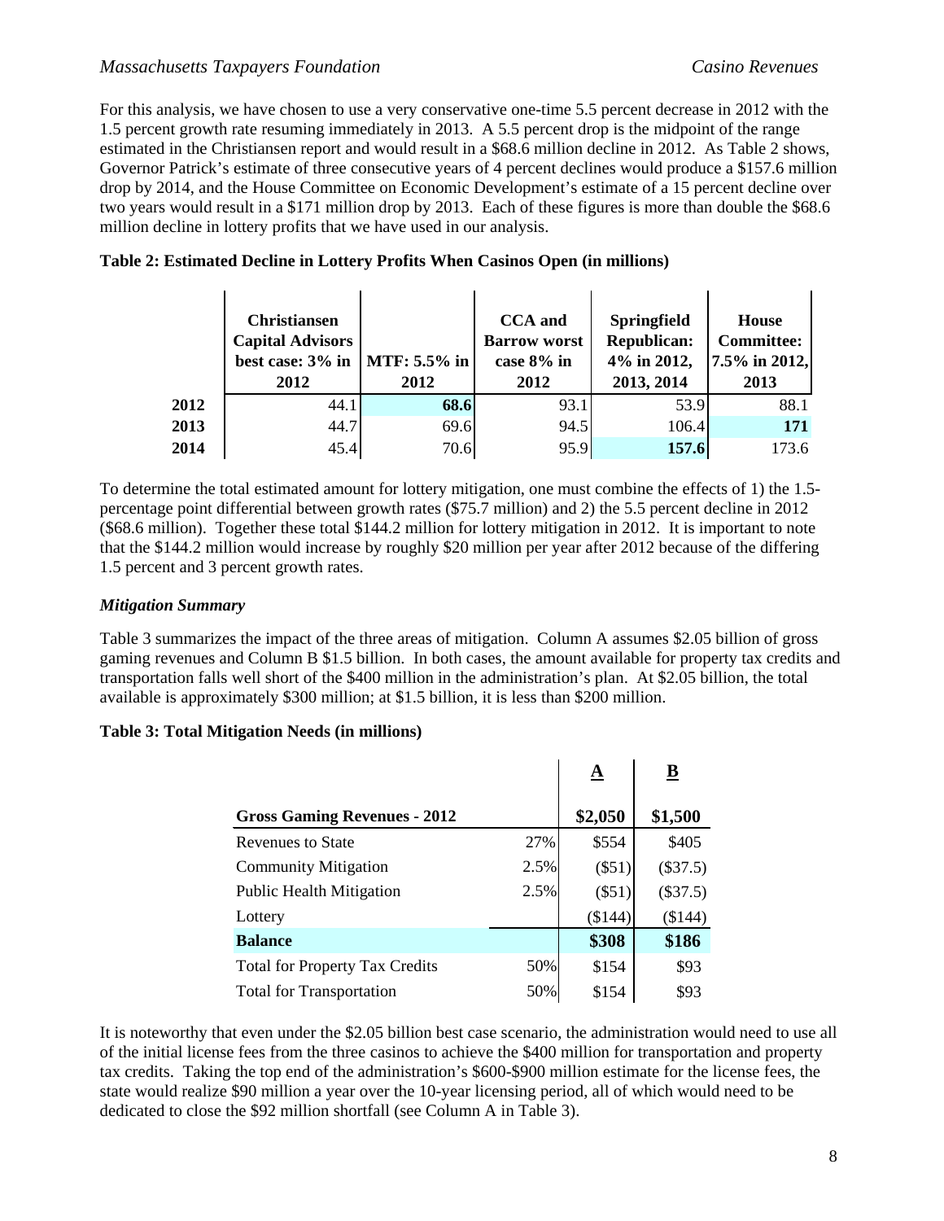For this analysis, we have chosen to use a very conservative one-time 5.5 percent decrease in 2012 with the 1.5 percent growth rate resuming immediately in 2013. A 5.5 percent drop is the midpoint of the range estimated in the Christiansen report and would result in a $68.6 million decline in 2012. As Table 2 shows, Governor Patrick's estimate of three consecutive years of 4 percent declines would produce a $157.6 million drop by 2014, and the House Committee on Economic Development's estimate of a 15 percent decline over two years would result in a $171 million drop by 2013. Each of these figures is more than double the $68.6 million decline in lottery profits that we have used in our analysis.

**Table 2: Estimated Decline in Lottery Profits When Casinos Open (in millions)**

| | Christiansen Capital Advisors best case: 3% in 2012 | MTF: 5.5% in 2012 | CCA and Barrow worst case 8% in 2012 | Springfield Republican: 4% in 2012, 2013, 2014 | House Committee: 7.5% in 2012, 2013 |
|---|---|---|---|---|---|
| **2012** | 44.1 | **68.6** | 93.1 | 53.9 | 88.1 |
| **2013** | 44.7 | 69.6 | 94.5 | 106.4 | **171** |
| **2014** | 45.4 | 70.6 | 95.9 | **157.6** | 173.6 |

To determine the total estimated amount for lottery mitigation, one must combine the effects of 1) the 1.5-percentage point differential between growth rates ($75.7 million) and 2) the 5.5 percent decline in 2012 ($68.6 million). Together these total $144.2 million for lottery mitigation in 2012. It is important to note that the $144.2 million would increase by roughly $20 million per year after 2012 because of the differing 1.5 percent and 3 percent growth rates.

### *Mitigation Summary*

Table 3 summarizes the impact of the three areas of mitigation. Column A assumes $2.05 billion of gross gaming revenues and Column B $1.5 billion. In both cases, the amount available for property tax credits and transportation falls well short of the $400 million in the administration's plan. At $2.05 billion, the total available is approximately $300 million; at $1.5 billion, it is less than $200 million.

**Table 3: Total Mitigation Needs (in millions)**

| | | **A** | **B** |
|---|---|---|---|
| **Gross Gaming Revenues - 2012** | | **$2,050** | **$1,500** |
| Revenues to State | 27% | $554 | $405 |
| Community Mitigation | 2.5% | ($51) | ($37.5) |
| Public Health Mitigation | 2.5% | ($51) | ($37.5) |
| Lottery | | ($144) | ($144) |
| **Balance** | | **$308** | **$186** |
| Total for Property Tax Credits | 50% | $154 | $93 |
| Total for Transportation | 50% | $154 | $93 |

It is noteworthy that even under the $2.05 billion best case scenario, the administration would need to use all of the initial license fees from the three casinos to achieve the $400 million for transportation and property tax credits. Taking the top end of the administration's $600-$900 million estimate for the license fees, the state would realize $90 million a year over the 10-year licensing period, all of which would need to be dedicated to close the $92 million shortfall (see Column A in Table 3).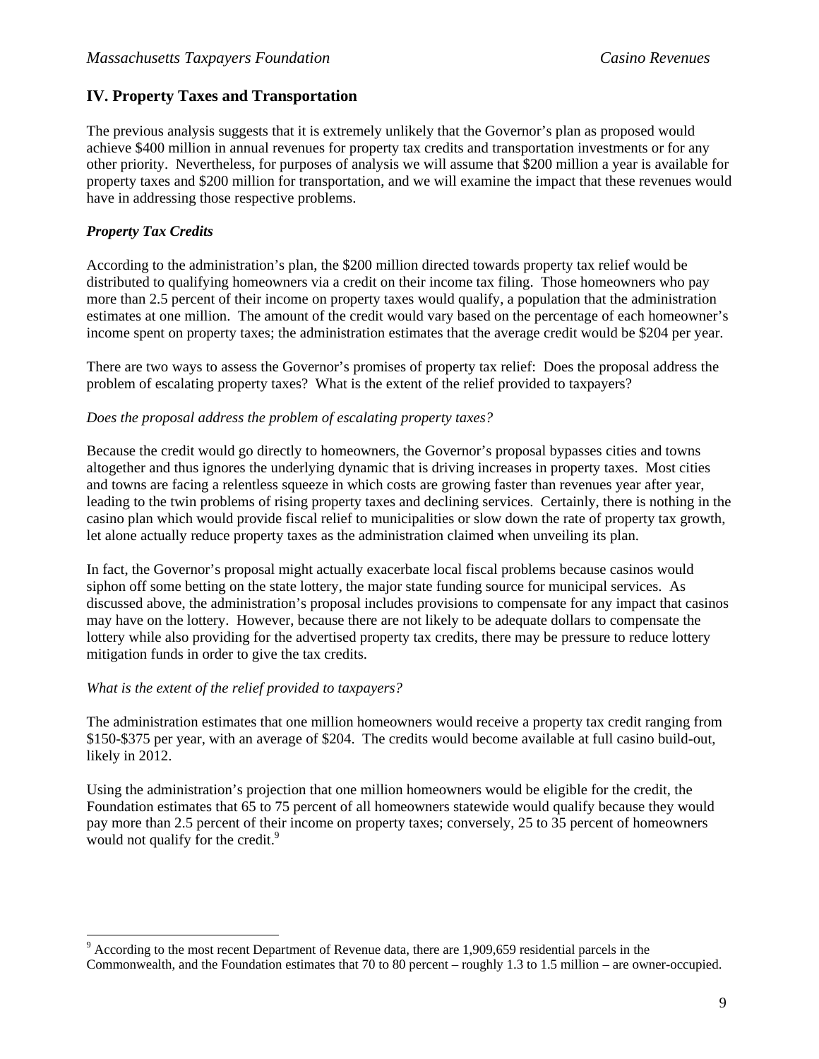## IV. Property Taxes and Transportation

The previous analysis suggests that it is extremely unlikely that the Governor's plan as proposed would achieve \$400 million in annual revenues for property tax credits and transportation investments or for any other priority. Nevertheless, for purposes of analysis we will assume that \$200 million a year is available for property taxes and \$200 million for transportation, and we will examine the impact that these revenues would have in addressing those respective problems.

### *Property Tax Credits*

According to the administration's plan, the \$200 million directed towards property tax relief would be distributed to qualifying homeowners via a credit on their income tax filing. Those homeowners who pay more than 2.5 percent of their income on property taxes would qualify, a population that the administration estimates at one million. The amount of the credit would vary based on the percentage of each homeowner's income spent on property taxes; the administration estimates that the average credit would be \$204 per year.

There are two ways to assess the Governor's promises of property tax relief: Does the proposal address the problem of escalating property taxes? What is the extent of the relief provided to taxpayers?

*Does the proposal address the problem of escalating property taxes?*

Because the credit would go directly to homeowners, the Governor's proposal bypasses cities and towns altogether and thus ignores the underlying dynamic that is driving increases in property taxes. Most cities and towns are facing a relentless squeeze in which costs are growing faster than revenues year after year, leading to the twin problems of rising property taxes and declining services. Certainly, there is nothing in the casino plan which would provide fiscal relief to municipalities or slow down the rate of property tax growth, let alone actually reduce property taxes as the administration claimed when unveiling its plan.

In fact, the Governor's proposal might actually exacerbate local fiscal problems because casinos would siphon off some betting on the state lottery, the major state funding source for municipal services. As discussed above, the administration's proposal includes provisions to compensate for any impact that casinos may have on the lottery. However, because there are not likely to be adequate dollars to compensate the lottery while also providing for the advertised property tax credits, there may be pressure to reduce lottery mitigation funds in order to give the tax credits.

*What is the extent of the relief provided to taxpayers?*

The administration estimates that one million homeowners would receive a property tax credit ranging from \$150-\$375 per year, with an average of \$204. The credits would become available at full casino build-out, likely in 2012.

Using the administration's projection that one million homeowners would be eligible for the credit, the Foundation estimates that 65 to 75 percent of all homeowners statewide would qualify because they would pay more than 2.5 percent of their income on property taxes; conversely, 25 to 35 percent of homeowners would not qualify for the credit.[9]

[9] According to the most recent Department of Revenue data, there are 1,909,659 residential parcels in the Commonwealth, and the Foundation estimates that 70 to 80 percent – roughly 1.3 to 1.5 million – are owner-occupied.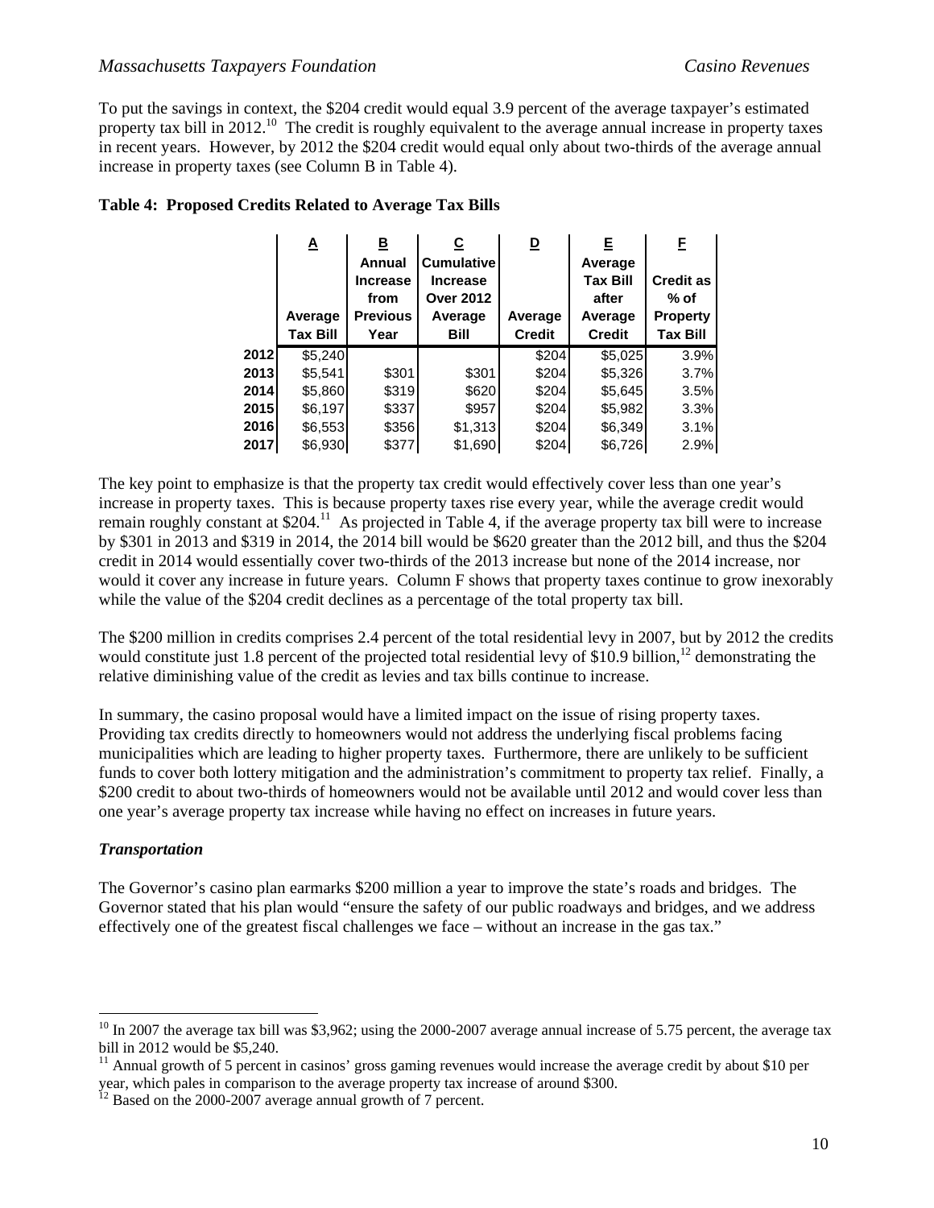To put the savings in context, the \$204 credit would equal 3.9 percent of the average taxpayer's estimated property tax bill in 2012.[10] The credit is roughly equivalent to the average annual increase in property taxes in recent years. However, by 2012 the \$204 credit would equal only about two-thirds of the average annual increase in property taxes (see Column B in Table 4).

**Table 4: Proposed Credits Related to Average Tax Bills**

| | A | B | C | D | E | F |
|---|---|---|---|---|---|---|
| | Average Tax Bill | Annual Increase from Previous Year | Cumulative Increase Over 2012 Average Bill | Average Credit | Average Tax Bill after Average Credit | Credit as % of Property Tax Bill |
| 2012 | \$5,240 | | | \$204 | \$5,025 | 3.9% |
| 2013 | \$5,541 | \$301 | \$301 | \$204 | \$5,326 | 3.7% |
| 2014 | \$5,860 | \$319 | \$620 | \$204 | \$5,645 | 3.5% |
| 2015 | \$6,197 | \$337 | \$957 | \$204 | \$5,982 | 3.3% |
| 2016 | \$6,553 | \$356 | \$1,313 | \$204 | \$6,349 | 3.1% |
| 2017 | \$6,930 | \$377 | \$1,690 | \$204 | \$6,726 | 2.9% |

The key point to emphasize is that the property tax credit would effectively cover less than one year's increase in property taxes. This is because property taxes rise every year, while the average credit would remain roughly constant at \$204.[11] As projected in Table 4, if the average property tax bill were to increase by \$301 in 2013 and \$319 in 2014, the 2014 bill would be \$620 greater than the 2012 bill, and thus the \$204 credit in 2014 would essentially cover two-thirds of the 2013 increase but none of the 2014 increase, nor would it cover any increase in future years. Column F shows that property taxes continue to grow inexorably while the value of the \$204 credit declines as a percentage of the total property tax bill.

The \$200 million in credits comprises 2.4 percent of the total residential levy in 2007, but by 2012 the credits would constitute just 1.8 percent of the projected total residential levy of \$10.9 billion,[12] demonstrating the relative diminishing value of the credit as levies and tax bills continue to increase.

In summary, the casino proposal would have a limited impact on the issue of rising property taxes. Providing tax credits directly to homeowners would not address the underlying fiscal problems facing municipalities which are leading to higher property taxes. Furthermore, there are unlikely to be sufficient funds to cover both lottery mitigation and the administration's commitment to property tax relief. Finally, a \$200 credit to about two-thirds of homeowners would not be available until 2012 and would cover less than one year's average property tax increase while having no effect on increases in future years.

### *Transportation*

The Governor's casino plan earmarks \$200 million a year to improve the state's roads and bridges. The Governor stated that his plan would "ensure the safety of our public roadways and bridges, and we address effectively one of the greatest fiscal challenges we face – without an increase in the gas tax."

---

[10] In 2007 the average tax bill was \$3,962; using the 2000-2007 average annual increase of 5.75 percent, the average tax bill in 2012 would be \$5,240.

[11] Annual growth of 5 percent in casinos' gross gaming revenues would increase the average credit by about \$10 per year, which pales in comparison to the average property tax increase of around \$300.

[12] Based on the 2000-2007 average annual growth of 7 percent.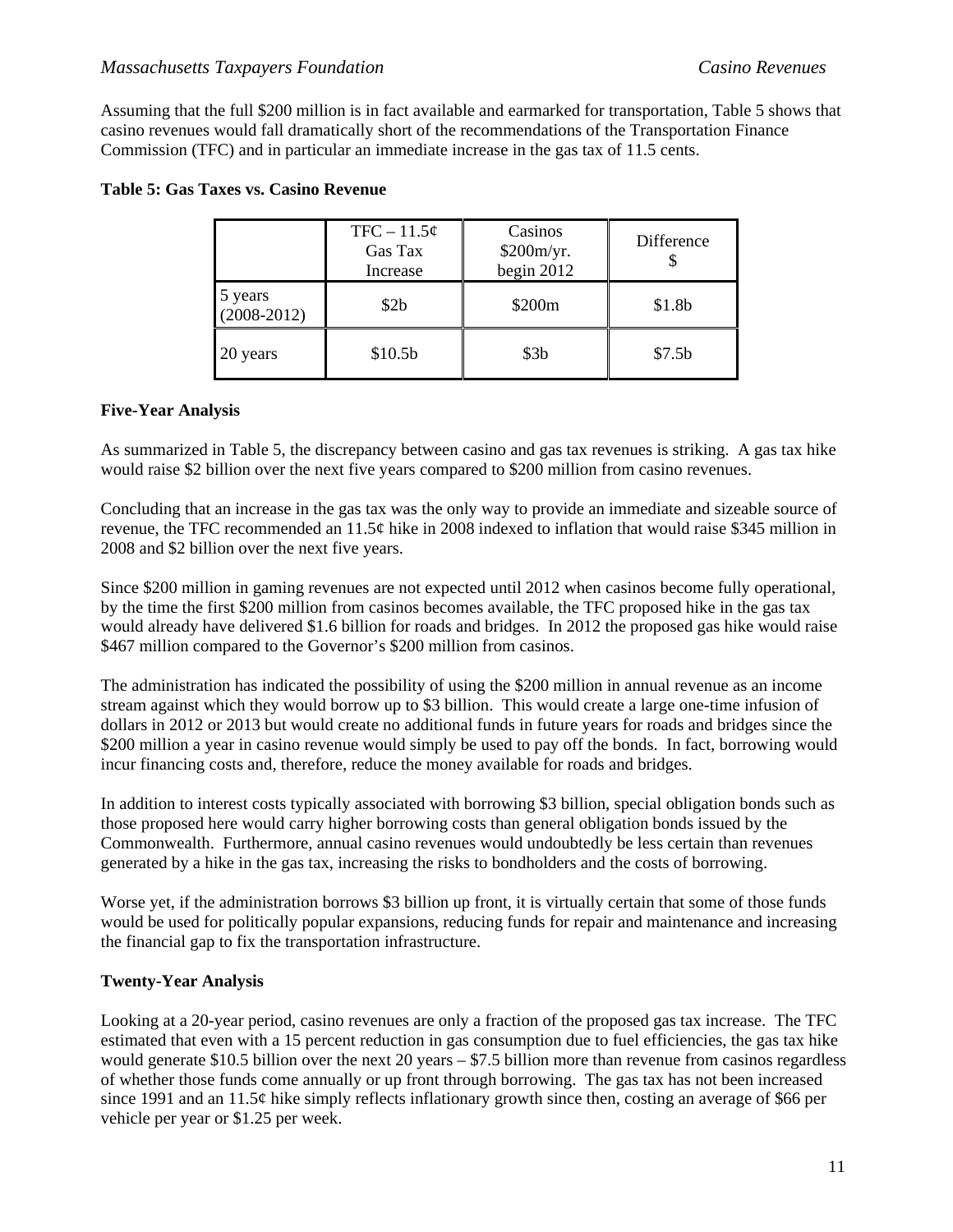Assuming that the full $200 million is in fact available and earmarked for transportation, Table 5 shows that casino revenues would fall dramatically short of the recommendations of the Transportation Finance Commission (TFC) and in particular an immediate increase in the gas tax of 11.5 cents.

**Table 5: Gas Taxes vs. Casino Revenue**

| | TFC – 11.5¢ Gas Tax Increase | Casinos $200m/yr. begin 2012 | Difference $ |
|---|---|---|---|
| 5 years (2008-2012) | $2b | $200m | $1.8b |
| 20 years | $10.5b | $3b | $7.5b |

**Five-Year Analysis**

As summarized in Table 5, the discrepancy between casino and gas tax revenues is striking. A gas tax hike would raise $2 billion over the next five years compared to $200 million from casino revenues.

Concluding that an increase in the gas tax was the only way to provide an immediate and sizeable source of revenue, the TFC recommended an 11.5¢ hike in 2008 indexed to inflation that would raise $345 million in 2008 and $2 billion over the next five years.

Since $200 million in gaming revenues are not expected until 2012 when casinos become fully operational, by the time the first $200 million from casinos becomes available, the TFC proposed hike in the gas tax would already have delivered $1.6 billion for roads and bridges. In 2012 the proposed gas hike would raise $467 million compared to the Governor's $200 million from casinos.

The administration has indicated the possibility of using the $200 million in annual revenue as an income stream against which they would borrow up to $3 billion. This would create a large one-time infusion of dollars in 2012 or 2013 but would create no additional funds in future years for roads and bridges since the $200 million a year in casino revenue would simply be used to pay off the bonds. In fact, borrowing would incur financing costs and, therefore, reduce the money available for roads and bridges.

In addition to interest costs typically associated with borrowing $3 billion, special obligation bonds such as those proposed here would carry higher borrowing costs than general obligation bonds issued by the Commonwealth. Furthermore, annual casino revenues would undoubtedly be less certain than revenues generated by a hike in the gas tax, increasing the risks to bondholders and the costs of borrowing.

Worse yet, if the administration borrows $3 billion up front, it is virtually certain that some of those funds would be used for politically popular expansions, reducing funds for repair and maintenance and increasing the financial gap to fix the transportation infrastructure.

**Twenty-Year Analysis**

Looking at a 20-year period, casino revenues are only a fraction of the proposed gas tax increase. The TFC estimated that even with a 15 percent reduction in gas consumption due to fuel efficiencies, the gas tax hike would generate $10.5 billion over the next 20 years – $7.5 billion more than revenue from casinos regardless of whether those funds come annually or up front through borrowing. The gas tax has not been increased since 1991 and an 11.5¢ hike simply reflects inflationary growth since then, costing an average of $66 per vehicle per year or $1.25 per week.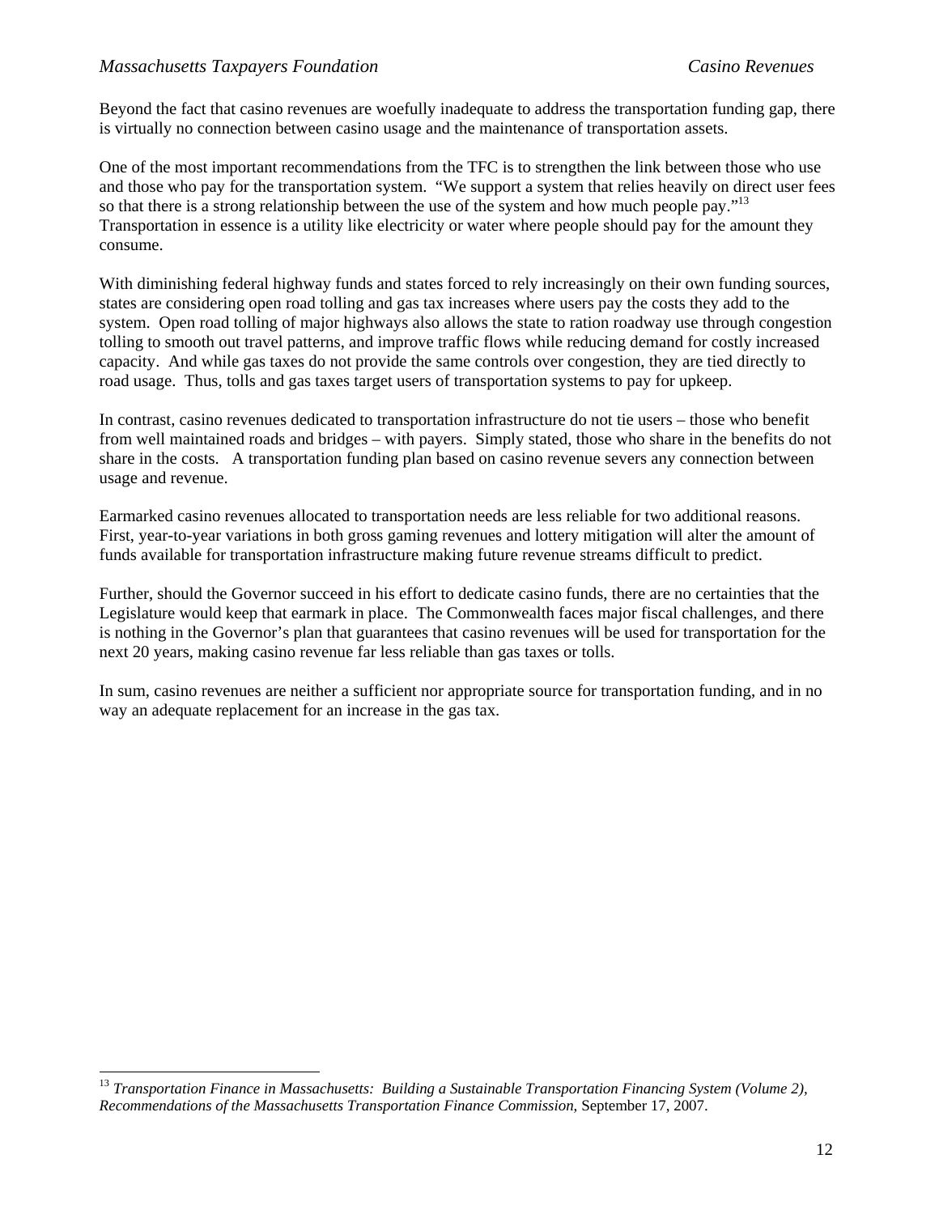Beyond the fact that casino revenues are woefully inadequate to address the transportation funding gap, there is virtually no connection between casino usage and the maintenance of transportation assets.

One of the most important recommendations from the TFC is to strengthen the link between those who use and those who pay for the transportation system. "We support a system that relies heavily on direct user fees so that there is a strong relationship between the use of the system and how much people pay."[13] Transportation in essence is a utility like electricity or water where people should pay for the amount they consume.

With diminishing federal highway funds and states forced to rely increasingly on their own funding sources, states are considering open road tolling and gas tax increases where users pay the costs they add to the system. Open road tolling of major highways also allows the state to ration roadway use through congestion tolling to smooth out travel patterns, and improve traffic flows while reducing demand for costly increased capacity. And while gas taxes do not provide the same controls over congestion, they are tied directly to road usage. Thus, tolls and gas taxes target users of transportation systems to pay for upkeep.

In contrast, casino revenues dedicated to transportation infrastructure do not tie users – those who benefit from well maintained roads and bridges – with payers. Simply stated, those who share in the benefits do not share in the costs. A transportation funding plan based on casino revenue severs any connection between usage and revenue.

Earmarked casino revenues allocated to transportation needs are less reliable for two additional reasons. First, year-to-year variations in both gross gaming revenues and lottery mitigation will alter the amount of funds available for transportation infrastructure making future revenue streams difficult to predict.

Further, should the Governor succeed in his effort to dedicate casino funds, there are no certainties that the Legislature would keep that earmark in place. The Commonwealth faces major fiscal challenges, and there is nothing in the Governor's plan that guarantees that casino revenues will be used for transportation for the next 20 years, making casino revenue far less reliable than gas taxes or tolls.

In sum, casino revenues are neither a sufficient nor appropriate source for transportation funding, and in no way an adequate replacement for an increase in the gas tax.

---

[13] *Transportation Finance in Massachusetts: Building a Sustainable Transportation Financing System (Volume 2), Recommendations of the Massachusetts Transportation Finance Commission*, September 17, 2007.